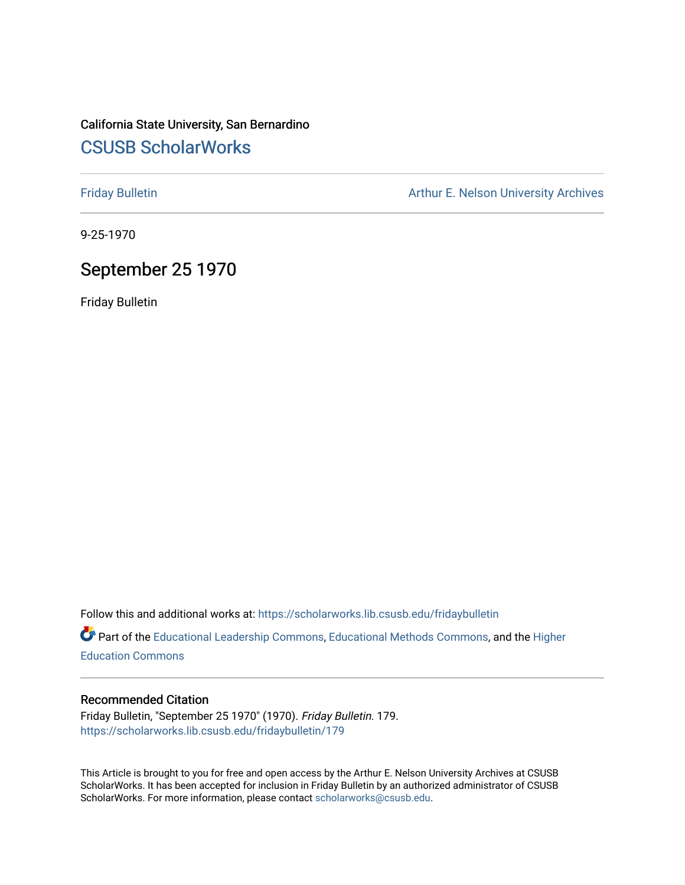California State University, San Bernardino

# CSUSB ScholarWorks

Friday Bulletin | Arthur E. Nelson University Archives

9-25-1970

## September 25 1970

Friday Bulletin

Follow this and additional works at: https://scholarworks.lib.csusb.edu/fridaybulletin

Part of the Educational Leadership Commons, Educational Methods Commons, and the Higher Education Commons

### Recommended Citation

Friday Bulletin, "September 25 1970" (1970). *Friday Bulletin*. 179.
https://scholarworks.lib.csusb.edu/fridaybulletin/179

This Article is brought to you for free and open access by the Arthur E. Nelson University Archives at CSUSB ScholarWorks. It has been accepted for inclusion in Friday Bulletin by an authorized administrator of CSUSB ScholarWorks. For more information, please contact scholarworks@csusb.edu.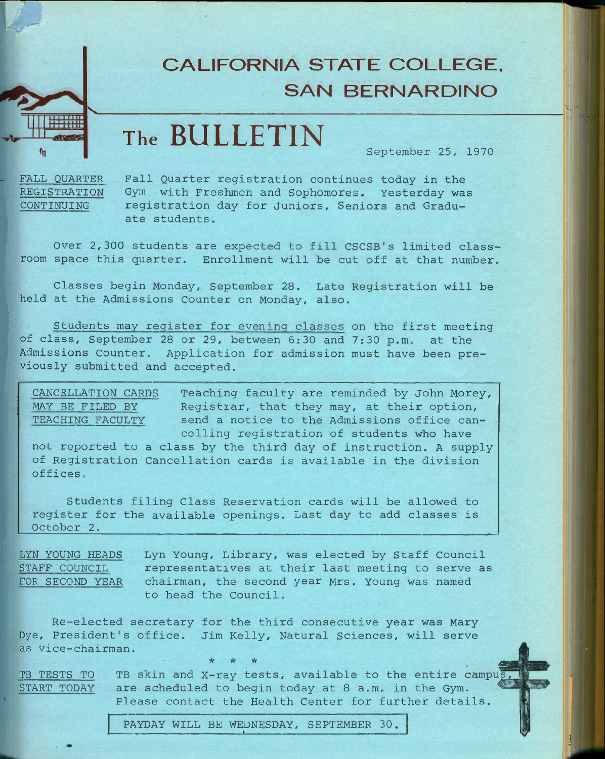# CALIFORNIA STATE COLLEGE, SAN BERNARDINO

# The BULLETIN

September 25, 1970

**FALL QUARTER REGISTRATION CONTINUING**

Fall Quarter registration continues today in the Gym with Freshmen and Sophomores. Yesterday was registration day for Juniors, Seniors and Graduate students.

Over 2,300 students are expected to fill CSCSB's limited classroom space this quarter. Enrollment will be cut off at that number.

Classes begin Monday, September 28. Late Registration will be held at the Admissions Counter on Monday, also.

Students may register for evening classes on the first meeting of class, September 28 or 29, between 6:30 and 7:30 p.m. at the Admissions Counter. Application for admission must have been previously submitted and accepted.

**CANCELLATION CARDS MAY BE FILED BY TEACHING FACULTY**

Teaching faculty are reminded by John Morey, Registrar, that they may, at their option, send a notice to the Admissions office cancelling registration of students who have not reported to a class by the third day of instruction. A supply of Registration Cancellation cards is available in the division offices.

Students filing Class Reservation cards will be allowed to register for the available openings. Last day to add classes is October 2.

**LYN YOUNG HEADS STAFF COUNCIL FOR SECOND YEAR**

Lyn Young, Library, was elected by Staff Council representatives at their last meeting to serve as chairman, the second year Mrs. Young was named to head the Council.

Re-elected secretary for the third consecutive year was Mary Dye, President's office. Jim Kelly, Natural Sciences, will serve as vice-chairman.

\* \* \*

**TB TESTS TO START TODAY**

TB skin and X-ray tests, available to the entire campus, are scheduled to begin today at 8 a.m. in the Gym. Please contact the Health Center for further details.

PAYDAY WILL BE WEDNESDAY, SEPTEMBER 30.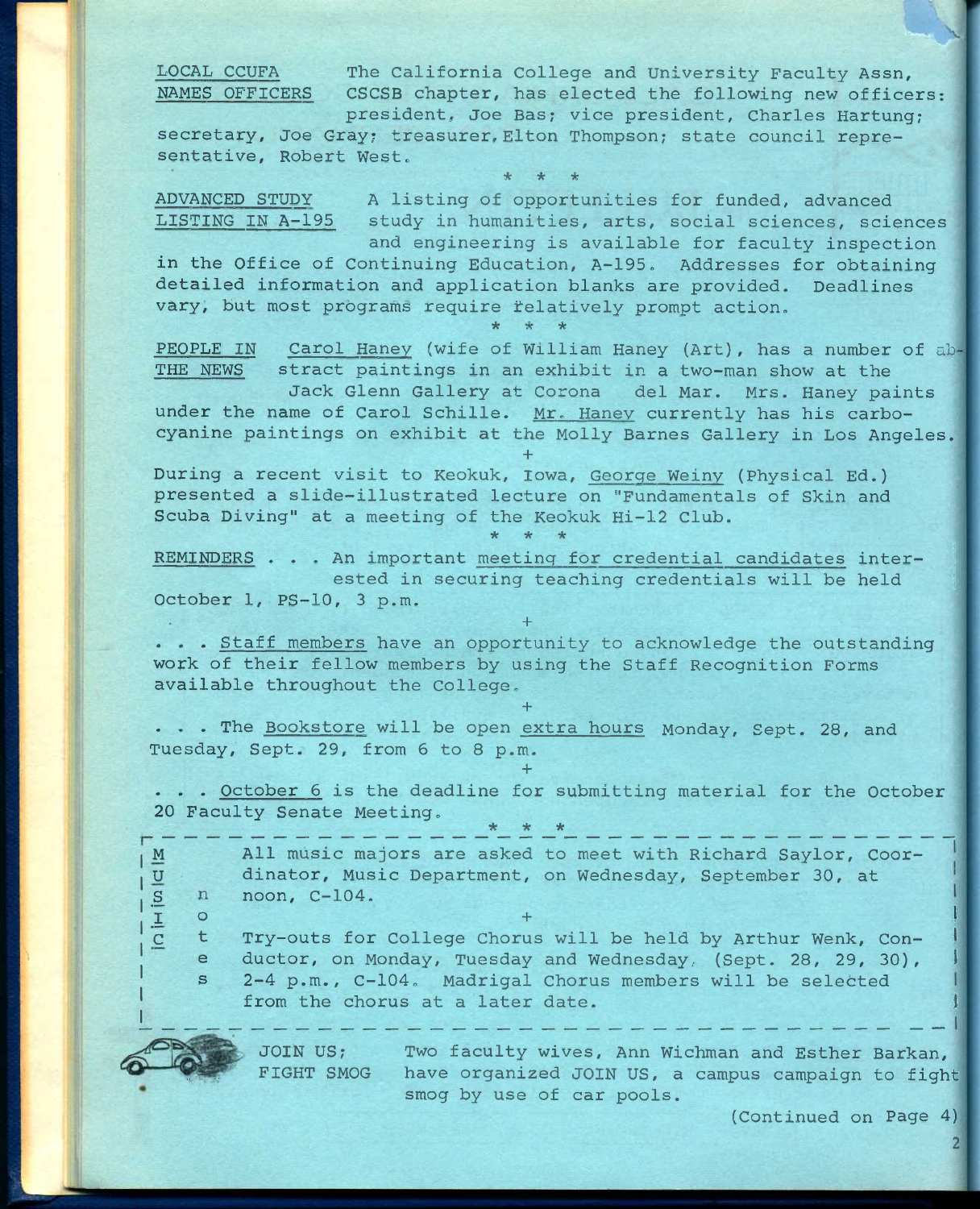**LOCAL CCUFA NAMES OFFICERS** The California College and University Faculty Assn, CSCSB chapter, has elected the following new officers: president, Joe Bas; vice president, Charles Hartung; secretary, Joe Gray; treasurer, Elton Thompson; state council representative, Robert West.

\* \* \*

**ADVANCED STUDY LISTING IN A-195** A listing of opportunities for funded, advanced study in humanities, arts, social sciences, sciences and engineering is available for faculty inspection in the Office of Continuing Education, A-195. Addresses for obtaining detailed information and application blanks are provided. Deadlines vary, but most programs require relatively prompt action.

\* \* \*

**PEOPLE IN THE NEWS** Carol Haney (wife of William Haney (Art), has a number of abstract paintings in an exhibit in a two-man show at the Jack Glenn Gallery at Corona del Mar. Mrs. Haney paints under the name of Carol Schille. Mr. Haney currently has his carbocyanine paintings on exhibit at the Molly Barnes Gallery in Los Angeles.

\+

During a recent visit to Keokuk, Iowa, George Weiny (Physical Ed.) presented a slide-illustrated lecture on "Fundamentals of Skin and Scuba Diving" at a meeting of the Keokuk Hi-12 Club.

\* \* \*

**REMINDERS** . . . An important meeting for credential candidates interested in securing teaching credentials will be held October 1, PS-10, 3 p.m.

\+

. . . Staff members have an opportunity to acknowledge the outstanding work of their fellow members by using the Staff Recognition Forms available throughout the College.

\+

. . . The Bookstore will be open extra hours Monday, Sept. 28, and Tuesday, Sept. 29, from 6 to 8 p.m.

\+

. . . October 6 is the deadline for submitting material for the October 20 Faculty Senate Meeting.

\* \* \*

**MUSIC notes**

All music majors are asked to meet with Richard Saylor, Coordinator, Music Department, on Wednesday, September 30, at noon, C-104.

\+

Try-outs for College Chorus will be held by Arthur Wenk, Conductor, on Monday, Tuesday and Wednesday, (Sept. 28, 29, 30), 2-4 p.m., C-104. Madrigal Chorus members will be selected from the chorus at a later date.

**JOIN US; FIGHT SMOG** Two faculty wives, Ann Wichman and Esther Barkan, have organized JOIN US, a campus campaign to fight smog by use of car pools.

(Continued on Page 4)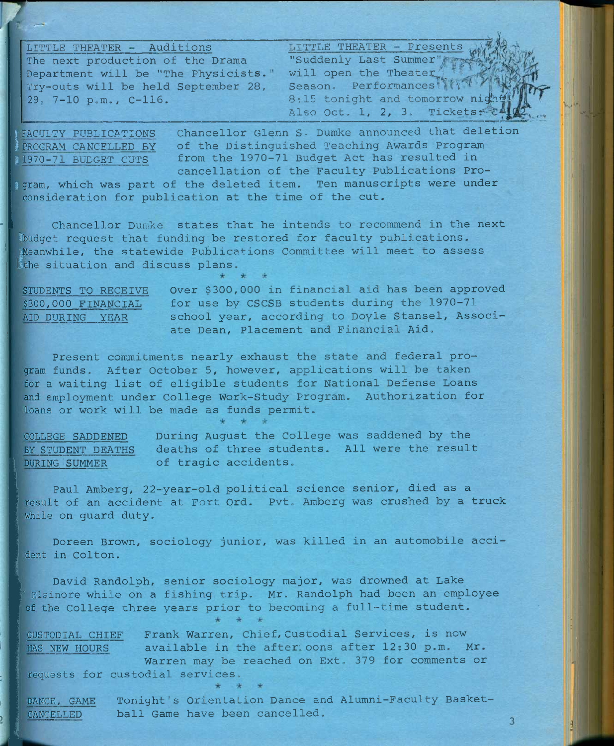**LITTLE THEATER - Auditions**

The next production of the Drama Department will be "The Physicists." Try-outs will be held September 28, 29, 7-10 p.m., C-116.

**LITTLE THEATER - Presents**

"Suddenly Last Summer" will open the Theater Season. Performances 8:15 tonight and tomorrow night. Also Oct. 1, 2, 3. Tickets

**FACULTY PUBLICATIONS PROGRAM CANCELLED BY 1970-71 BUDGET CUTS**

Chancellor Glenn S. Dumke announced that deletion of the Distinguished Teaching Awards Program from the 1970-71 Budget Act has resulted in cancellation of the Faculty Publications Program, which was part of the deleted item. Ten manuscripts were under consideration for publication at the time of the cut.

Chancellor Dumke states that he intends to recommend in the next budget request that funding be restored for faculty publications. Meanwhile, the statewide Publications Committee will meet to assess the situation and discuss plans.

\* \* \*

**STUDENTS TO RECEIVE $300,000 FINANCIAL AID DURING YEAR**

Over $300,000 in financial aid has been approved for use by CSCSB students during the 1970-71 school year, according to Doyle Stansel, Associate Dean, Placement and Financial Aid.

Present commitments nearly exhaust the state and federal program funds. After October 5, however, applications will be taken for a waiting list of eligible students for National Defense Loans and employment under College Work-Study Program. Authorization for loans or work will be made as funds permit.

\* \* \*

**COLLEGE SADDENED BY STUDENT DEATHS DURING SUMMER**

During August the College was saddened by the deaths of three students. All were the result of tragic accidents.

Paul Amberg, 22-year-old political science senior, died as a result of an accident at Fort Ord. Pvt. Amberg was crushed by a truck while on guard duty.

Doreen Brown, sociology junior, was killed in an automobile accident in Colton.

David Randolph, senior sociology major, was drowned at Lake Elsinore while on a fishing trip. Mr. Randolph had been an employee of the College three years prior to becoming a full-time student.

\* \* \*

**CUSTODIAL CHIEF HAS NEW HOURS**

Frank Warren, Chief, Custodial Services, is now available in the afternoons after 12:30 p.m. Mr. Warren may be reached on Ext. 379 for comments or requests for custodial services.

\* \* \*

**DANCE, GAME CANCELLED**

Tonight's Orientation Dance and Alumni-Faculty Basketball Game have been cancelled.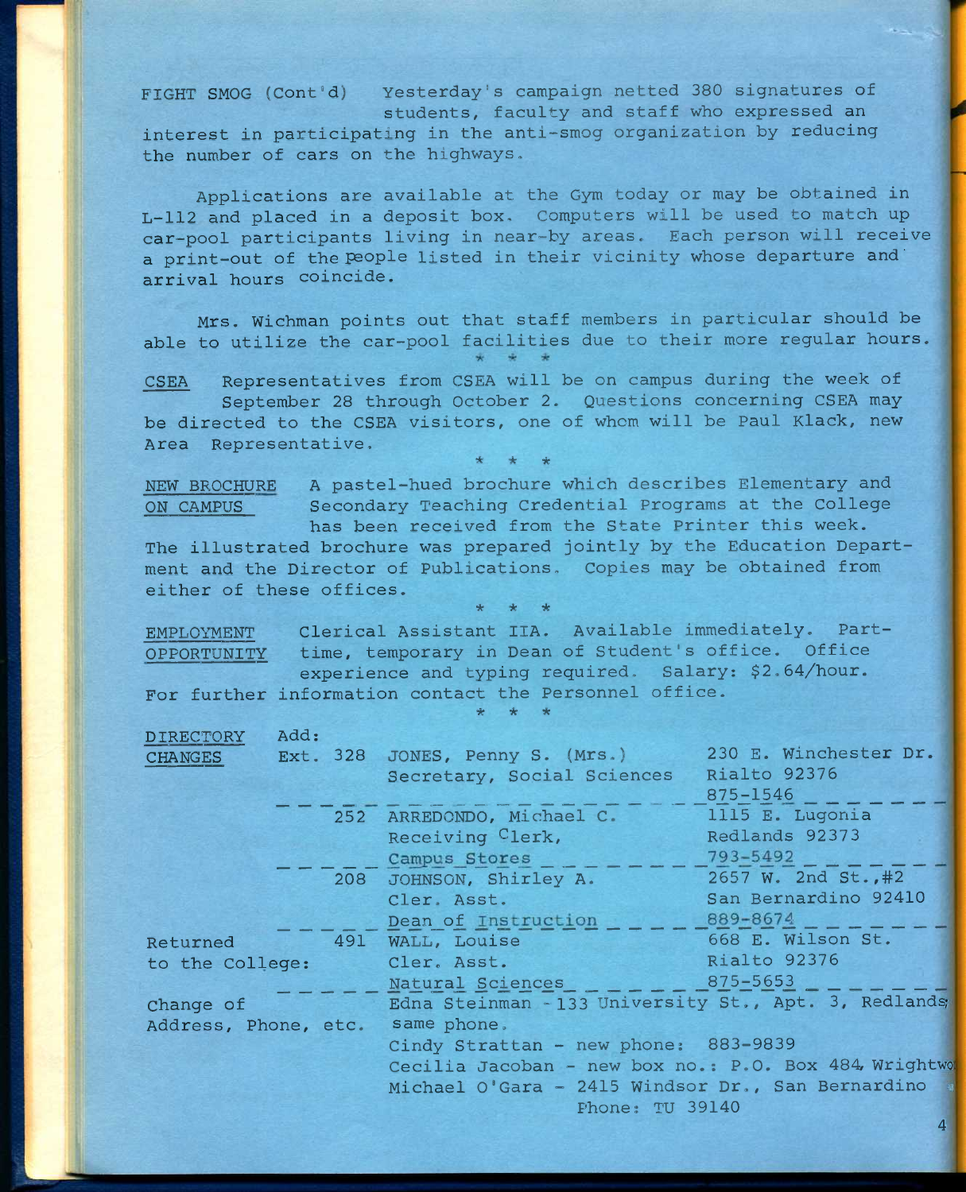FIGHT SMOG (Cont'd) Yesterday's campaign netted 380 signatures of students, faculty and staff who expressed an interest in participating in the anti-smog organization by reducing the number of cars on the highways.

Applications are available at the Gym today or may be obtained in L-112 and placed in a deposit box. Computers will be used to match up car-pool participants living in near-by areas. Each person will receive a print-out of the people listed in their vicinity whose departure and arrival hours coincide.

Mrs. Wichman points out that staff members in particular should be able to utilize the car-pool facilities due to their more regular hours.

\* \* \*

CSEA Representatives from CSEA will be on campus during the week of September 28 through October 2. Questions concerning CSEA may be directed to the CSEA visitors, one of whom will be Paul Klack, new Area Representative.

\* \* \*

NEW BROCHURE ON CAMPUS A pastel-hued brochure which describes Elementary and Secondary Teaching Credential Programs at the College has been received from the State Printer this week. The illustrated brochure was prepared jointly by the Education Department and the Director of Publications. Copies may be obtained from either of these offices.

\* \* \*

EMPLOYMENT OPPORTUNITY Clerical Assistant IIA. Available immediately. Part-time, temporary in Dean of Student's office. Office experience and typing required. Salary: $2.64/hour. For further information contact the Personnel office.

\* \* \*

DIRECTORY CHANGES

| | | | |
|---|---|---|---|
| Add: | Ext. 328 | JONES, Penny S. (Mrs.)<br>Secretary, Social Sciences | 230 E. Winchester Dr.<br>Rialto 92376<br>875-1546 |
| | 252 | ARREDONDO, Michael C.<br>Receiving Clerk,<br>Campus Stores | 1115 E. Lugonia<br>Redlands 92373<br>793-5492 |
| | 208 | JOHNSON, Shirley A.<br>Cler. Asst.<br>Dean of Instruction | 2657 W. 2nd St.,#2<br>San Bernardino 92410<br>889-8674 |
| Returned to the College: | 491 | WALL, Louise<br>Cler. Asst.<br>Natural Sciences | 668 E. Wilson St.<br>Rialto 92376<br>875-5653 |

Change of Address, Phone, etc.

Edna Steinman - 133 University St., Apt. 3, Redlands; same phone.
Cindy Strattan - new phone: 883-9839
Cecilia Jacoban - new box no.: P.O. Box 484, Wrightwo
Michael O'Gara - 2415 Windsor Dr., San Bernardino
Phone: TU 39140